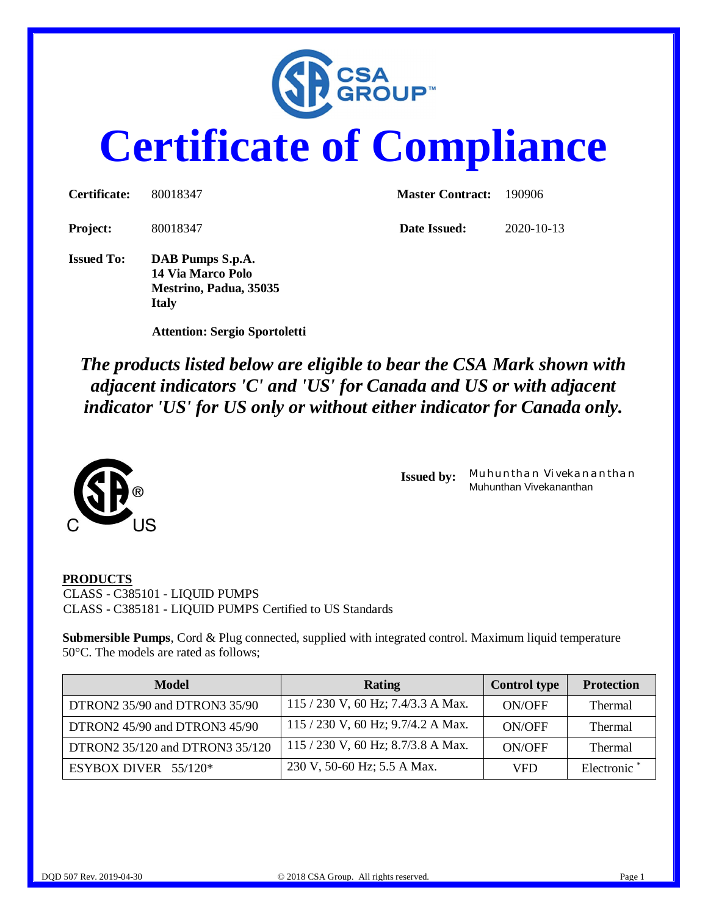# Certificate of Compliance

| | | | |
|---|---|---|---|
| **Certificate:** | 80018347 | **Master Contract:** | 190906 |
| **Project:** | 80018347 | **Date Issued:** | 2020-10-13 |

**Issued To:** **DAB Pumps S.p.A.**
**14 Via Marco Polo**
**Mestrino, Padua, 35035**
**Italy**

**Attention: Sergio Sportoletti**

***The products listed below are eligible to bear the CSA Mark shown with adjacent indicators 'C' and 'US' for Canada and US or with adjacent indicator 'US' for US only or without either indicator for Canada only.***

**Issued by:** Muhunthan Vivekananthan
Muhunthan Vivekananthan

**PRODUCTS**

CLASS - C385101 - LIQUID PUMPS
CLASS - C385181 - LIQUID PUMPS Certified to US Standards

**Submersible Pumps**, Cord & Plug connected, supplied with integrated control. Maximum liquid temperature 50°C. The models are rated as follows;

| Model | Rating | Control type | Protection |
|---|---|---|---|
| DTRON2 35/90 and DTRON3 35/90 | 115 / 230 V, 60 Hz; 7.4/3.3 A Max. | ON/OFF | Thermal |
| DTRON2 45/90 and DTRON3 45/90 | 115 / 230 V, 60 Hz; 9.7/4.2 A Max. | ON/OFF | Thermal |
| DTRON2 35/120 and DTRON3 35/120 | 115 / 230 V, 60 Hz; 8.7/3.8 A Max. | ON/OFF | Thermal |
| ESYBOX DIVER 55/120* | 230 V, 50-60 Hz; 5.5 A Max. | VFD | Electronic * |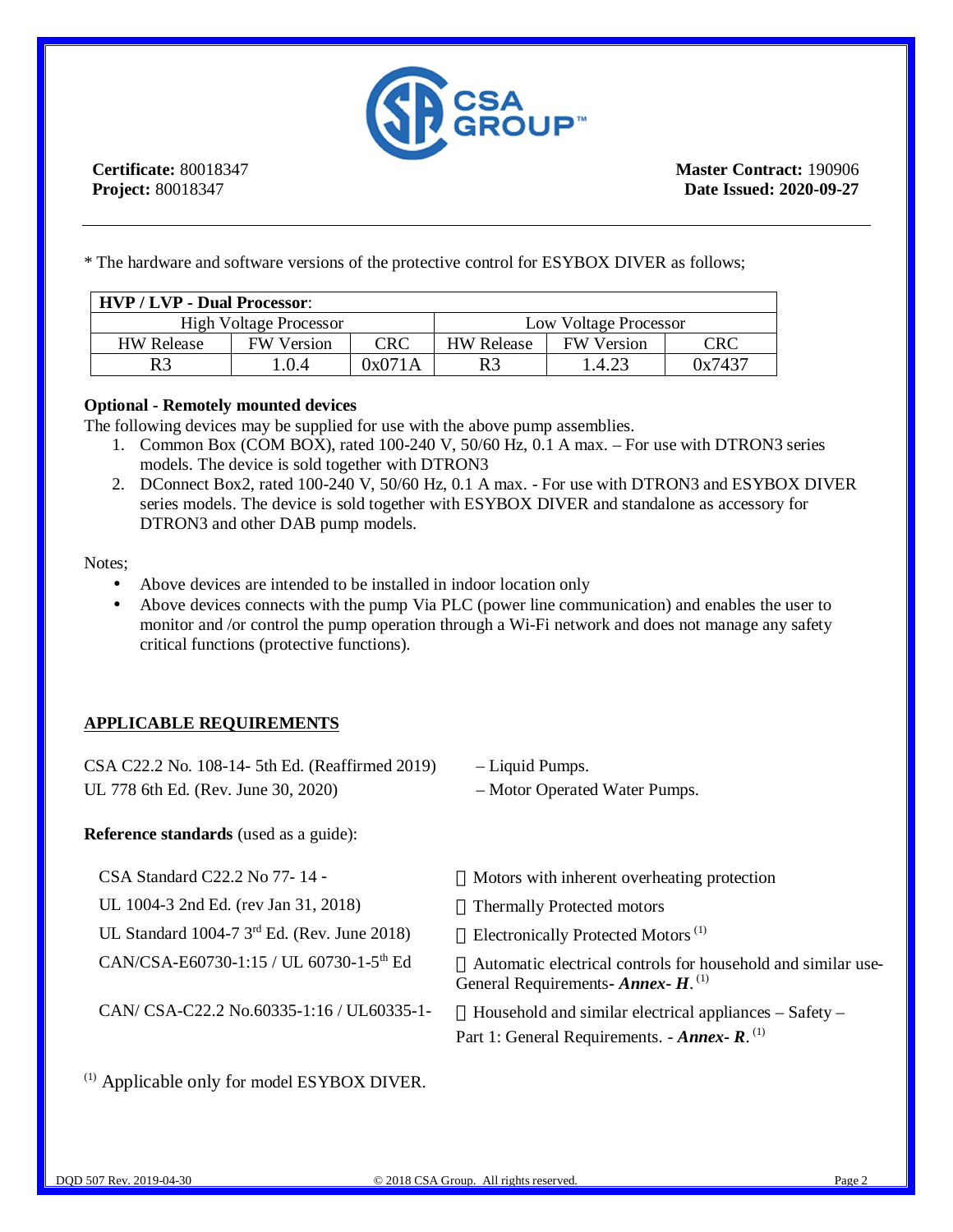**Certificate:** 80018347
**Project:** 80018347

**Master Contract:** 190906
**Date Issued: 2020-09-27**

---

* The hardware and software versions of the protective control for ESYBOX DIVER as follows;

| **HVP / LVP - Dual Processor**: | | | | | |
|---|---|---|---|---|---|
| High Voltage Processor | | | Low Voltage Processor | | |
| HW Release | FW Version | CRC | HW Release | FW Version | CRC |
| R3 | 1.0.4 | 0x071A | R3 | 1.4.23 | 0x7437 |

**Optional - Remotely mounted devices**

The following devices may be supplied for use with the above pump assemblies.

1. Common Box (COM BOX), rated 100-240 V, 50/60 Hz, 0.1 A max. – For use with DTRON3 series models. The device is sold together with DTRON3
2. DConnect Box2, rated 100-240 V, 50/60 Hz, 0.1 A max. - For use with DTRON3 and ESYBOX DIVER series models. The device is sold together with ESYBOX DIVER and standalone as accessory for DTRON3 and other DAB pump models.

Notes;

- Above devices are intended to be installed in indoor location only
- Above devices connects with the pump Via PLC (power line communication) and enables the user to monitor and /or control the pump operation through a Wi-Fi network and does not manage any safety critical functions (protective functions).

## APPLICABLE REQUIREMENTS

CSA C22.2 No. 108-14- 5th Ed. (Reaffirmed 2019) – Liquid Pumps.
UL 778 6th Ed. (Rev. June 30, 2020) – Motor Operated Water Pumps.

**Reference standards** (used as a guide):

| | |
|---|---|
| CSA Standard C22.2 No 77- 14 - | Motors with inherent overheating protection |
| UL 1004-3 2nd Ed. (rev Jan 31, 2018) | Thermally Protected motors |
| UL Standard 1004-7 3rd Ed. (Rev. June 2018) | Electronically Protected Motors [(1)] |
| CAN/CSA-E60730-1:15 / UL 60730-1-5th Ed | Automatic electrical controls for household and similar use- General Requirements- ***Annex- H***. [(1)] |
| CAN/ CSA-C22.2 No.60335-1:16 / UL60335-1- | Household and similar electrical appliances – Safety – Part 1: General Requirements. - ***Annex- R***. [(1)] |

[(1)] Applicable only for model ESYBOX DIVER.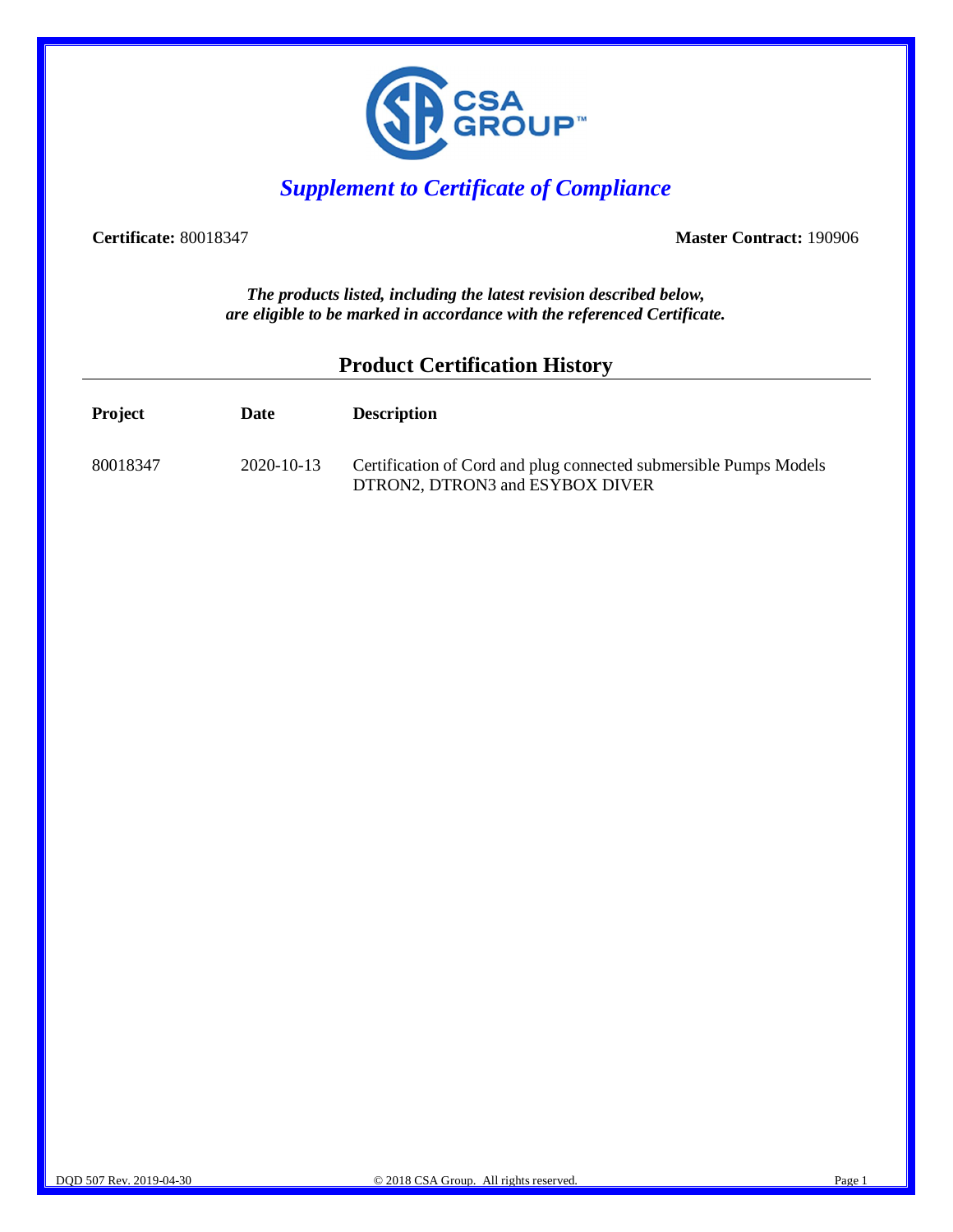# *Supplement to Certificate of Compliance*

**Certificate:** 80018347 **Master Contract:** 190906

***The products listed, including the latest revision described below, are eligible to be marked in accordance with the referenced Certificate.***

## Product Certification History

| Project | Date | Description |
|---|---|---|
| 80018347 | 2020-10-13 | Certification of Cord and plug connected submersible Pumps Models DTRON2, DTRON3 and ESYBOX DIVER |